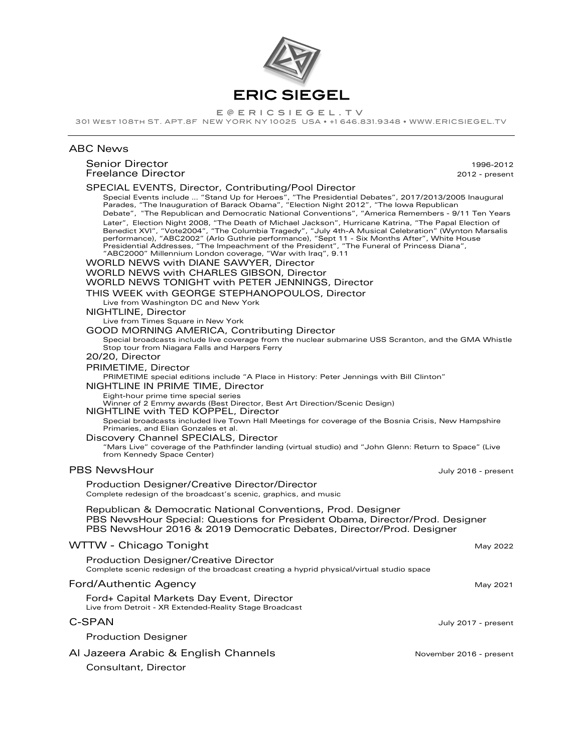# ERIC SIEGEL

E@ERICSIEGEL.TV

301 West 108th ST. APT.8F NEW YORK NY 10025 USA • +1 646.831.9348 • WWW.ERICSIEGEL.TV

---

## ABC News

**Senior Director** 1996-2012
**Freelance Director** 2012 - present

**SPECIAL EVENTS, Director, Contributing/Pool Director**

Special Events include ... “Stand Up for Heroes”, “The Presidential Debates”, 2017/2013/2005 Inaugural Parades, “The Inauguration of Barack Obama”, “Election Night 2012”, “The Iowa Republican Debate”, "The Republican and Democratic National Conventions”, “America Remembers - 9/11 Ten Years Later”, Election Night 2008, “The Death of Michael Jackson”, Hurricane Katrina, “The Papal Election of Benedict XVI”, “Vote2004”, “The Columbia Tragedy”, “July 4th-A Musical Celebration” (Wynton Marsalis performance), “ABC2002” (Arlo Guthrie performance), “Sept 11 - Six Months After”, White House Presidential Addresses, “The Impeachment of the President”, “The Funeral of Princess Diana”, “ABC2000” Millennium London coverage, “War with Iraq”, 9.11

**WORLD NEWS with DIANE SAWYER, Director**

**WORLD NEWS with CHARLES GIBSON, Director**

**WORLD NEWS TONIGHT with PETER JENNINGS, Director**

**THIS WEEK with GEORGE STEPHANOPOULOS, Director**

Live from Washington DC and New York

**NIGHTLINE, Director**

Live from Times Square in New York

**GOOD MORNING AMERICA, Contributing Director**

Special broadcasts include live coverage from the nuclear submarine USS Scranton, and the GMA Whistle Stop tour from Niagara Falls and Harpers Ferry

**20/20, Director**

**PRIMETIME, Director**

PRIMETIME special editions include “A Place in History: Peter Jennings with Bill Clinton”

**NIGHTLINE IN PRIME TIME, Director**

Eight-hour prime time special series
Winner of 2 Emmy awards (Best Director, Best Art Direction/Scenic Design)

**NIGHTLINE with TED KOPPEL, Director**

Special broadcasts included live Town Hall Meetings for coverage of the Bosnia Crisis, New Hampshire Primaries, and Elian Gonzales et al.

**Discovery Channel SPECIALS, Director**

“Mars Live” coverage of the Pathfinder landing (virtual studio) and “John Glenn: Return to Space” (Live from Kennedy Space Center)

## PBS NewsHour — July 2016 - present

**Production Designer/Creative Director/Director**

Complete redesign of the broadcast’s scenic, graphics, and music

Republican & Democratic National Conventions, Prod. Designer
PBS NewsHour Special: Questions for President Obama, Director/Prod. Designer
PBS NewsHour 2016 & 2019 Democratic Debates, Director/Prod. Designer

## WTTW - Chicago Tonight — May 2022

**Production Designer/Creative Director**

Complete scenic redesign of the broadcast creating a hyprid physical/virtual studio space

## Ford/Authentic Agency — May 2021

**Ford+ Capital Markets Day Event, Director**

Live from Detroit - XR Extended-Reality Stage Broadcast

## C-SPAN — July 2017 - present

**Production Designer**

## Al Jazeera Arabic & English Channels — November 2016 - present

**Consultant, Director**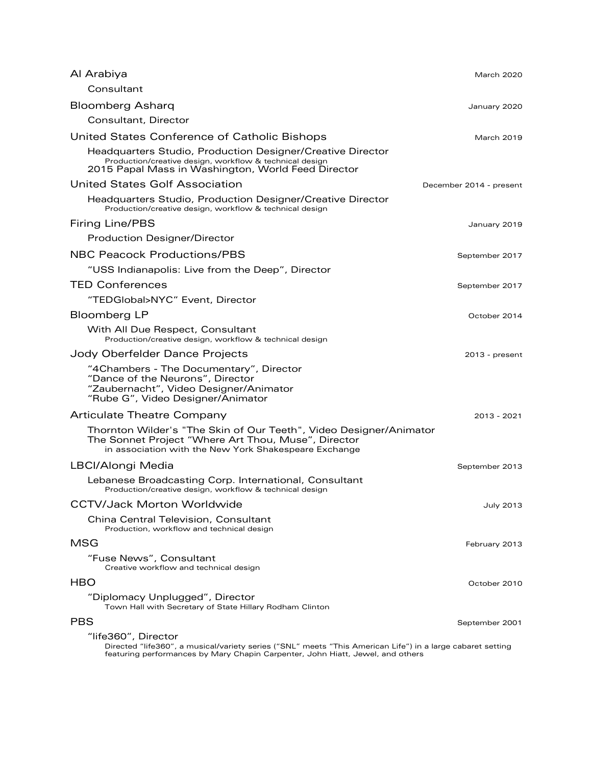**Al Arabiya** — March 2020

Consultant

**Bloomberg Asharq** — January 2020

Consultant, Director

**United States Conference of Catholic Bishops** — March 2019

Headquarters Studio, Production Designer/Creative Director
Production/creative design, workflow & technical design
2015 Papal Mass in Washington, World Feed Director

**United States Golf Association** — December 2014 - present

Headquarters Studio, Production Designer/Creative Director
Production/creative design, workflow & technical design

**Firing Line/PBS** — January 2019

Production Designer/Director

**NBC Peacock Productions/PBS** — September 2017

“USS Indianapolis: Live from the Deep”, Director

**TED Conferences** — September 2017

“TEDGlobal>NYC” Event, Director

**Bloomberg LP** — October 2014

With All Due Respect, Consultant
Production/creative design, workflow & technical design

**Jody Oberfelder Dance Projects** — 2013 - present

“4Chambers - The Documentary”, Director
“Dance of the Neurons”, Director
“Zaubernacht”, Video Designer/Animator
“Rube G”, Video Designer/Animator

**Articulate Theatre Company** — 2013 - 2021

Thornton Wilder's "The Skin of Our Teeth", Video Designer/Animator
The Sonnet Project “Where Art Thou, Muse”, Director
in association with the New York Shakespeare Exchange

**LBCI/Alongi Media** — September 2013

Lebanese Broadcasting Corp. International, Consultant
Production/creative design, workflow & technical design

**CCTV/Jack Morton Worldwide** — July 2013

China Central Television, Consultant
Production, workflow and technical design

**MSG** — February 2013

“Fuse News”, Consultant
Creative workflow and technical design

**HBO** — October 2010

“Diplomacy Unplugged”, Director
Town Hall with Secretary of State Hillary Rodham Clinton

**PBS** — September 2001

“life360”, Director
Directed “life360”, a musical/variety series (“SNL” meets “This American Life”) in a large cabaret setting featuring performances by Mary Chapin Carpenter, John Hiatt, Jewel, and others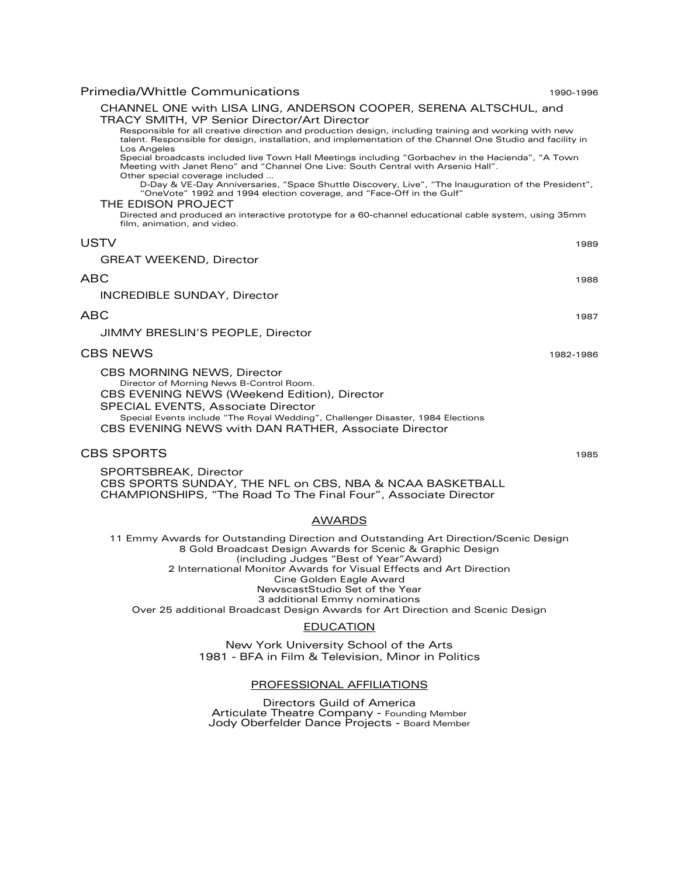### Primedia/Whittle Communications — 1990-1996

**CHANNEL ONE with LISA LING, ANDERSON COOPER, SERENA ALTSCHUL, and TRACY SMITH, VP Senior Director/Art Director**

Responsible for all creative direction and production design, including training and working with new talent. Responsible for design, installation, and implementation of the Channel One Studio and facility in Los Angeles

Special broadcasts included live Town Hall Meetings including "Gorbachev in the Hacienda", "A Town Meeting with Janet Reno" and "Channel One Live: South Central with Arsenio Hall".

Other special coverage included ...

D-Day & VE-Day Anniversaries, "Space Shuttle Discovery, Live", "The Inauguration of the President", "OneVote" 1992 and 1994 election coverage, and "Face-Off in the Gulf"

**THE EDISON PROJECT**

Directed and produced an interactive prototype for a 60-channel educational cable system, using 35mm film, animation, and video.

### USTV — 1989

GREAT WEEKEND, Director

### ABC — 1988

INCREDIBLE SUNDAY, Director

### ABC — 1987

JIMMY BRESLIN'S PEOPLE, Director

### CBS NEWS — 1982-1986

CBS MORNING NEWS, Director

Director of Morning News B-Control Room.

CBS EVENING NEWS (Weekend Edition), Director

SPECIAL EVENTS, Associate Director

Special Events include "The Royal Wedding", Challenger Disaster, 1984 Elections

CBS EVENING NEWS with DAN RATHER, Associate Director

### CBS SPORTS — 1985

SPORTSBREAK, Director

CBS SPORTS SUNDAY, THE NFL on CBS, NBA & NCAA BASKETBALL CHAMPIONSHIPS, "The Road To The Final Four", Associate Director

## AWARDS

11 Emmy Awards for Outstanding Direction and Outstanding Art Direction/Scenic Design
8 Gold Broadcast Design Awards for Scenic & Graphic Design
(including Judges "Best of Year"Award)
2 International Monitor Awards for Visual Effects and Art Direction
Cine Golden Eagle Award
NewscastStudio Set of the Year
3 additional Emmy nominations
Over 25 additional Broadcast Design Awards for Art Direction and Scenic Design

## EDUCATION

New York University School of the Arts
1981 - BFA in Film & Television, Minor in Politics

## PROFESSIONAL AFFILIATIONS

Directors Guild of America
Articulate Theatre Company - Founding Member
Jody Oberfelder Dance Projects - Board Member